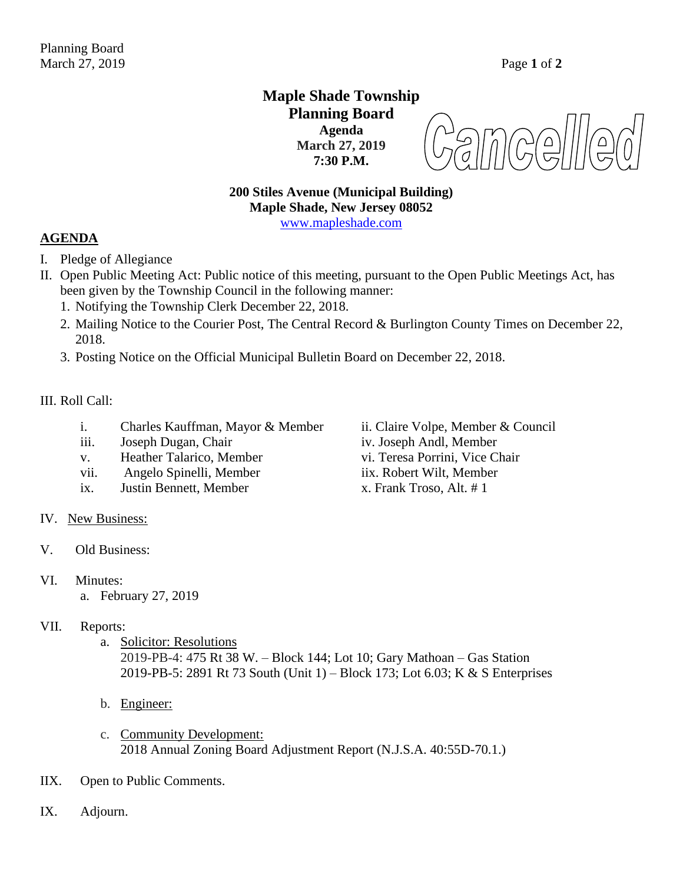# Maple Shade Township
## Planning Board
**Agenda**
**March 27, 2019**
**7:30 P.M.**

**Cancelled**

**200 Stiles Avenue (Municipal Building)**
**Maple Shade, New Jersey 08052**
www.mapleshade.com

## AGENDA

I. Pledge of Allegiance

II. Open Public Meeting Act: Public notice of this meeting, pursuant to the Open Public Meetings Act, has been given by the Township Council in the following manner:
1. Notifying the Township Clerk December 22, 2018.
2. Mailing Notice to the Courier Post, The Central Record & Burlington County Times on December 22, 2018.
3. Posting Notice on the Official Municipal Bulletin Board on December 22, 2018.

III. Roll Call:

- i. Charles Kauffman, Mayor & Member
- ii. Claire Volpe, Member & Council
- iii. Joseph Dugan, Chair
- iv. Joseph Andl, Member
- v. Heather Talarico, Member
- vi. Teresa Porrini, Vice Chair
- vii. Angelo Spinelli, Member
- iix. Robert Wilt, Member
- ix. Justin Bennett, Member
- x. Frank Troso, Alt. # 1

IV. New Business:

V. Old Business:

VI. Minutes:
a. February 27, 2019

VII. Reports:
a. Solicitor: Resolutions
2019-PB-4: 475 Rt 38 W. – Block 144; Lot 10; Gary Mathoan – Gas Station
2019-PB-5: 2891 Rt 73 South (Unit 1) – Block 173; Lot 6.03; K & S Enterprises

b. Engineer:

c. Community Development:
2018 Annual Zoning Board Adjustment Report (N.J.S.A. 40:55D-70.1.)

IIX. Open to Public Comments.

IX. Adjourn.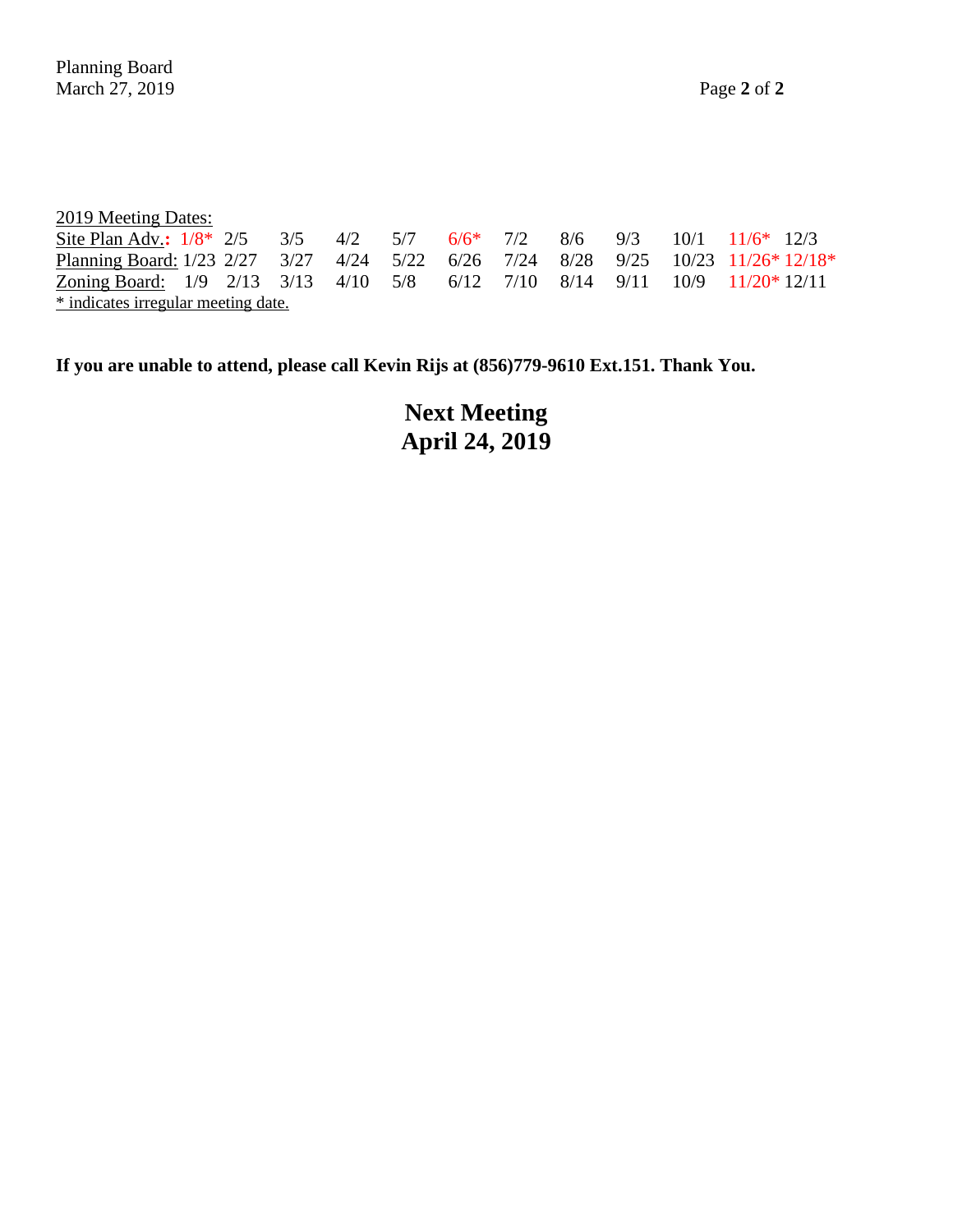2019 Meeting Dates:

| | | | | | | | | | | | | |
|---|---|---|---|---|---|---|---|---|---|---|---|---|
| Site Plan Adv.: | 1/8* | 2/5 | 3/5 | 4/2 | 5/7 | 6/6* | 7/2 | 8/6 | 9/3 | 10/1 | 11/6* | 12/3 |
| Planning Board: | 1/23 | 2/27 | 3/27 | 4/24 | 5/22 | 6/26 | 7/24 | 8/28 | 9/25 | 10/23 | 11/26* | 12/18* |
| Zoning Board: | 1/9 | 2/13 | 3/13 | 4/10 | 5/8 | 6/12 | 7/10 | 8/14 | 9/11 | 10/9 | 11/20* | 12/11 |

* indicates irregular meeting date.

**If you are unable to attend, please call Kevin Rijs at (856)779-9610 Ext.151. Thank You.**

## Next Meeting
## April 24, 2019